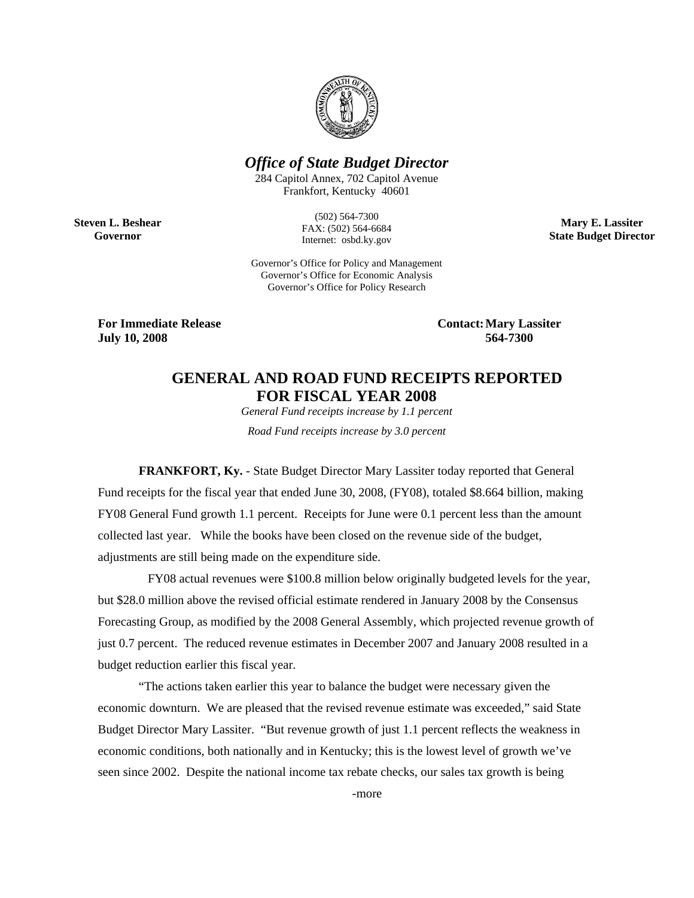# *Office of State Budget Director*

284 Capitol Annex, 702 Capitol Avenue
Frankfort, Kentucky 40601

**Steven L. Beshear**
**Governor**

(502) 564-7300
FAX: (502) 564-6684
Internet: osbd.ky.gov

**Mary E. Lassiter**
**State Budget Director**

Governor's Office for Policy and Management
Governor's Office for Economic Analysis
Governor's Office for Policy Research

**For Immediate Release**
**July 10, 2008**

**Contact: Mary Lassiter**
**564-7300**

## GENERAL AND ROAD FUND RECEIPTS REPORTED FOR FISCAL YEAR 2008

*General Fund receipts increase by 1.1 percent*

*Road Fund receipts increase by 3.0 percent*

**FRANKFORT, Ky.** - State Budget Director Mary Lassiter today reported that General Fund receipts for the fiscal year that ended June 30, 2008, (FY08), totaled $8.664 billion, making FY08 General Fund growth 1.1 percent. Receipts for June were 0.1 percent less than the amount collected last year. While the books have been closed on the revenue side of the budget, adjustments are still being made on the expenditure side.

FY08 actual revenues were $100.8 million below originally budgeted levels for the year, but $28.0 million above the revised official estimate rendered in January 2008 by the Consensus Forecasting Group, as modified by the 2008 General Assembly, which projected revenue growth of just 0.7 percent. The reduced revenue estimates in December 2007 and January 2008 resulted in a budget reduction earlier this fiscal year.

"The actions taken earlier this year to balance the budget were necessary given the economic downturn. We are pleased that the revised revenue estimate was exceeded," said State Budget Director Mary Lassiter. "But revenue growth of just 1.1 percent reflects the weakness in economic conditions, both nationally and in Kentucky; this is the lowest level of growth we've seen since 2002. Despite the national income tax rebate checks, our sales tax growth is being

-more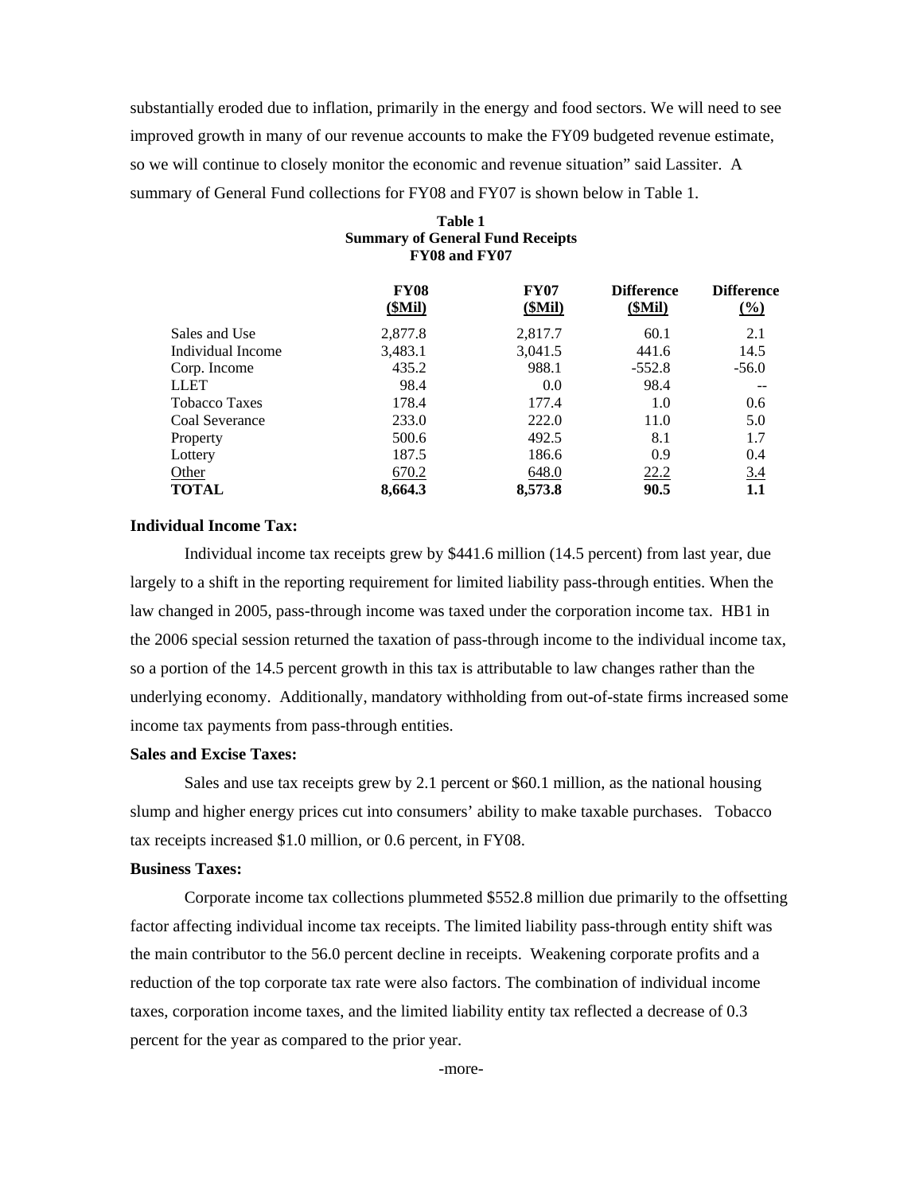substantially eroded due to inflation, primarily in the energy and food sectors. We will need to see improved growth in many of our revenue accounts to make the FY09 budgeted revenue estimate, so we will continue to closely monitor the economic and revenue situation" said Lassiter. A summary of General Fund collections for FY08 and FY07 is shown below in Table 1.

**Table 1**
**Summary of General Fund Receipts**
**FY08 and FY07**

| | FY08 ($Mil) | FY07 ($Mil) | Difference ($Mil) | Difference (%) |
|---|---|---|---|---|
| Sales and Use | 2,877.8 | 2,817.7 | 60.1 | 2.1 |
| Individual Income | 3,483.1 | 3,041.5 | 441.6 | 14.5 |
| Corp. Income | 435.2 | 988.1 | -552.8 | -56.0 |
| LLET | 98.4 | 0.0 | 98.4 | -- |
| Tobacco Taxes | 178.4 | 177.4 | 1.0 | 0.6 |
| Coal Severance | 233.0 | 222.0 | 11.0 | 5.0 |
| Property | 500.6 | 492.5 | 8.1 | 1.7 |
| Lottery | 187.5 | 186.6 | 0.9 | 0.4 |
| Other | 670.2 | 648.0 | 22.2 | 3.4 |
| **TOTAL** | **8,664.3** | **8,573.8** | **90.5** | **1.1** |

**Individual Income Tax:**

Individual income tax receipts grew by $441.6 million (14.5 percent) from last year, due largely to a shift in the reporting requirement for limited liability pass-through entities. When the law changed in 2005, pass-through income was taxed under the corporation income tax. HB1 in the 2006 special session returned the taxation of pass-through income to the individual income tax, so a portion of the 14.5 percent growth in this tax is attributable to law changes rather than the underlying economy. Additionally, mandatory withholding from out-of-state firms increased some income tax payments from pass-through entities.

**Sales and Excise Taxes:**

Sales and use tax receipts grew by 2.1 percent or $60.1 million, as the national housing slump and higher energy prices cut into consumers' ability to make taxable purchases. Tobacco tax receipts increased $1.0 million, or 0.6 percent, in FY08.

**Business Taxes:**

Corporate income tax collections plummeted $552.8 million due primarily to the offsetting factor affecting individual income tax receipts. The limited liability pass-through entity shift was the main contributor to the 56.0 percent decline in receipts. Weakening corporate profits and a reduction of the top corporate tax rate were also factors. The combination of individual income taxes, corporation income taxes, and the limited liability entity tax reflected a decrease of 0.3 percent for the year as compared to the prior year.

-more-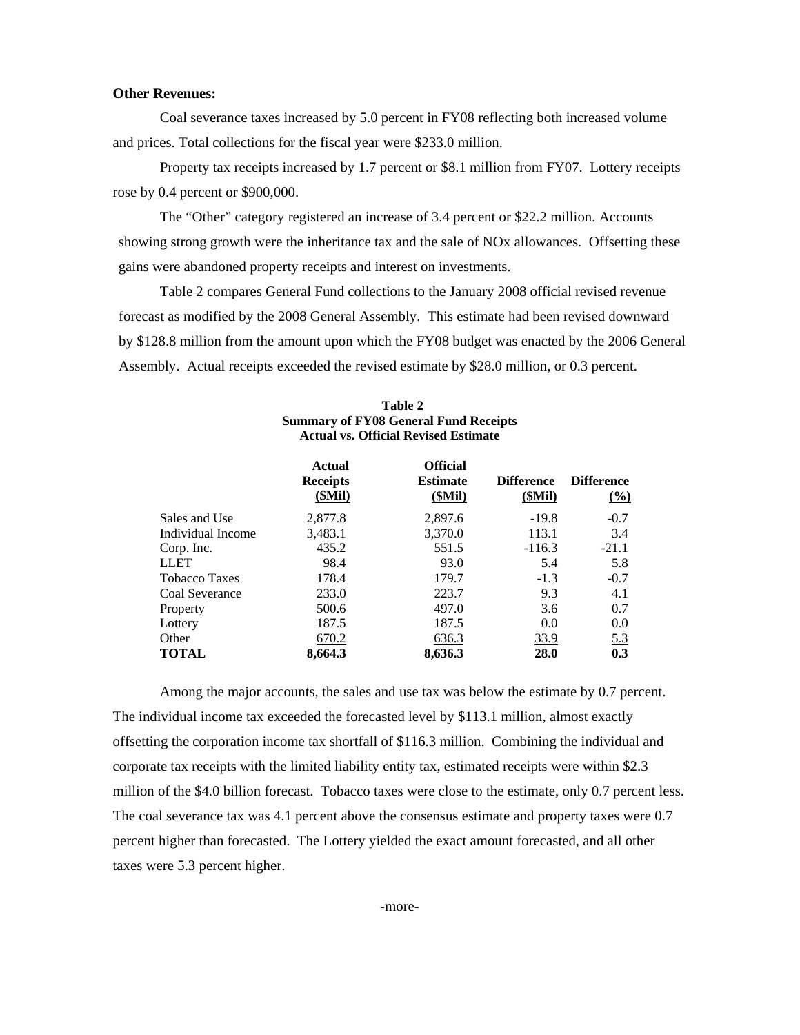**Other Revenues:**

Coal severance taxes increased by 5.0 percent in FY08 reflecting both increased volume and prices. Total collections for the fiscal year were $233.0 million.

Property tax receipts increased by 1.7 percent or $8.1 million from FY07. Lottery receipts rose by 0.4 percent or $900,000.

The "Other" category registered an increase of 3.4 percent or $22.2 million. Accounts showing strong growth were the inheritance tax and the sale of NOx allowances. Offsetting these gains were abandoned property receipts and interest on investments.

Table 2 compares General Fund collections to the January 2008 official revised revenue forecast as modified by the 2008 General Assembly. This estimate had been revised downward by $128.8 million from the amount upon which the FY08 budget was enacted by the 2006 General Assembly. Actual receipts exceeded the revised estimate by $28.0 million, or 0.3 percent.

**Table 2**
**Summary of FY08 General Fund Receipts**
**Actual vs. Official Revised Estimate**

| | Actual Receipts ($Mil) | Official Estimate ($Mil) | Difference ($Mil) | Difference (%) |
|---|---|---|---|---|
| Sales and Use | 2,877.8 | 2,897.6 | -19.8 | -0.7 |
| Individual Income | 3,483.1 | 3,370.0 | 113.1 | 3.4 |
| Corp. Inc. | 435.2 | 551.5 | -116.3 | -21.1 |
| LLET | 98.4 | 93.0 | 5.4 | 5.8 |
| Tobacco Taxes | 178.4 | 179.7 | -1.3 | -0.7 |
| Coal Severance | 233.0 | 223.7 | 9.3 | 4.1 |
| Property | 500.6 | 497.0 | 3.6 | 0.7 |
| Lottery | 187.5 | 187.5 | 0.0 | 0.0 |
| Other | 670.2 | 636.3 | 33.9 | 5.3 |
| **TOTAL** | **8,664.3** | **8,636.3** | **28.0** | **0.3** |

Among the major accounts, the sales and use tax was below the estimate by 0.7 percent. The individual income tax exceeded the forecasted level by $113.1 million, almost exactly offsetting the corporation income tax shortfall of $116.3 million. Combining the individual and corporate tax receipts with the limited liability entity tax, estimated receipts were within $2.3 million of the $4.0 billion forecast. Tobacco taxes were close to the estimate, only 0.7 percent less. The coal severance tax was 4.1 percent above the consensus estimate and property taxes were 0.7 percent higher than forecasted. The Lottery yielded the exact amount forecasted, and all other taxes were 5.3 percent higher.

-more-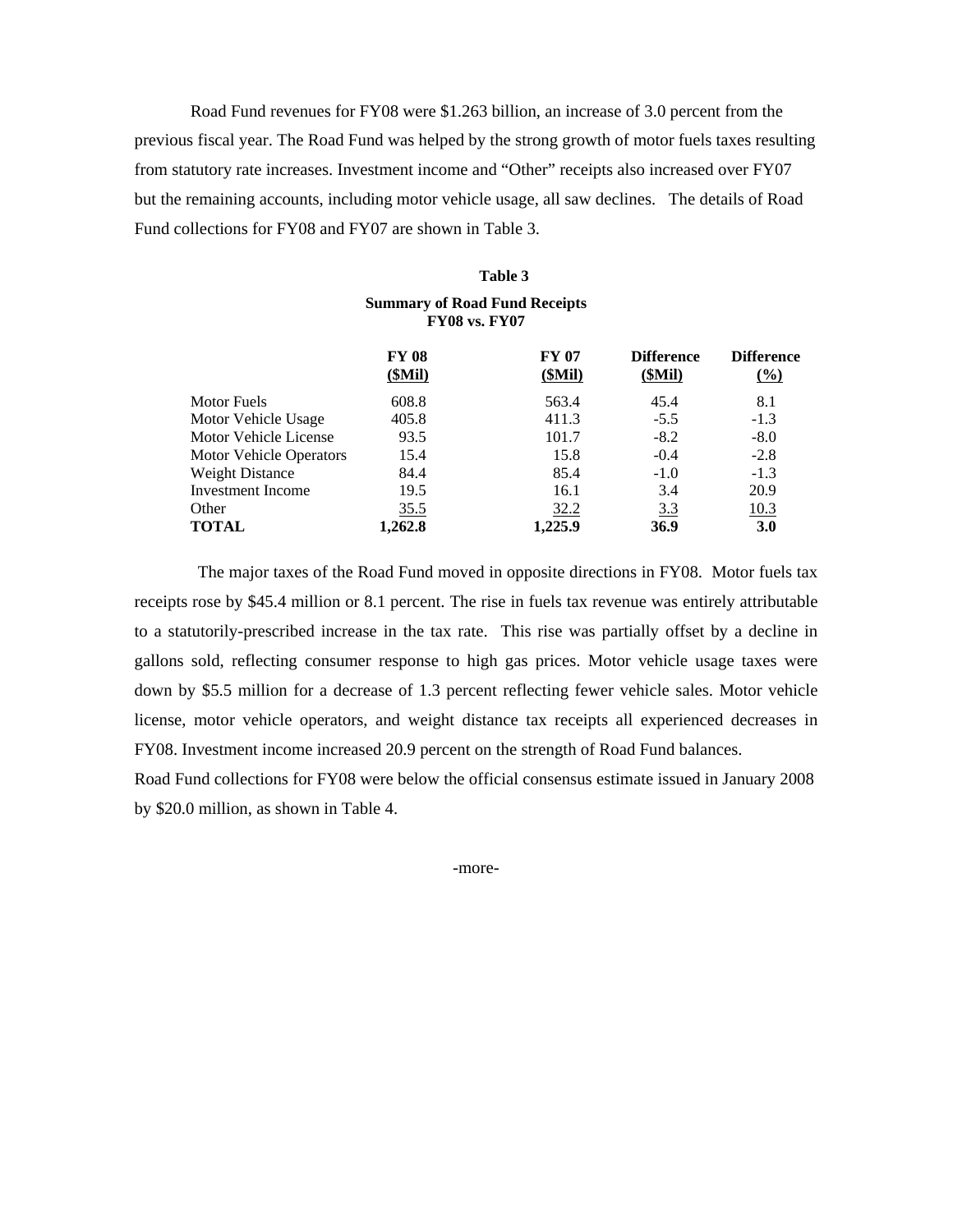Road Fund revenues for FY08 were $1.263 billion, an increase of 3.0 percent from the previous fiscal year. The Road Fund was helped by the strong growth of motor fuels taxes resulting from statutory rate increases. Investment income and "Other" receipts also increased over FY07 but the remaining accounts, including motor vehicle usage, all saw declines. The details of Road Fund collections for FY08 and FY07 are shown in Table 3.

**Table 3**

**Summary of Road Fund Receipts FY08 vs. FY07**

| | FY 08 ($Mil) | FY 07 ($Mil) | Difference ($Mil) | Difference (%) |
|---|---|---|---|---|
| Motor Fuels | 608.8 | 563.4 | 45.4 | 8.1 |
| Motor Vehicle Usage | 405.8 | 411.3 | -5.5 | -1.3 |
| Motor Vehicle License | 93.5 | 101.7 | -8.2 | -8.0 |
| Motor Vehicle Operators | 15.4 | 15.8 | -0.4 | -2.8 |
| Weight Distance | 84.4 | 85.4 | -1.0 | -1.3 |
| Investment Income | 19.5 | 16.1 | 3.4 | 20.9 |
| Other | 35.5 | 32.2 | 3.3 | 10.3 |
| **TOTAL** | **1,262.8** | **1,225.9** | **36.9** | **3.0** |

The major taxes of the Road Fund moved in opposite directions in FY08. Motor fuels tax receipts rose by $45.4 million or 8.1 percent. The rise in fuels tax revenue was entirely attributable to a statutorily-prescribed increase in the tax rate. This rise was partially offset by a decline in gallons sold, reflecting consumer response to high gas prices. Motor vehicle usage taxes were down by $5.5 million for a decrease of 1.3 percent reflecting fewer vehicle sales. Motor vehicle license, motor vehicle operators, and weight distance tax receipts all experienced decreases in FY08. Investment income increased 20.9 percent on the strength of Road Fund balances.

Road Fund collections for FY08 were below the official consensus estimate issued in January 2008 by $20.0 million, as shown in Table 4.

-more-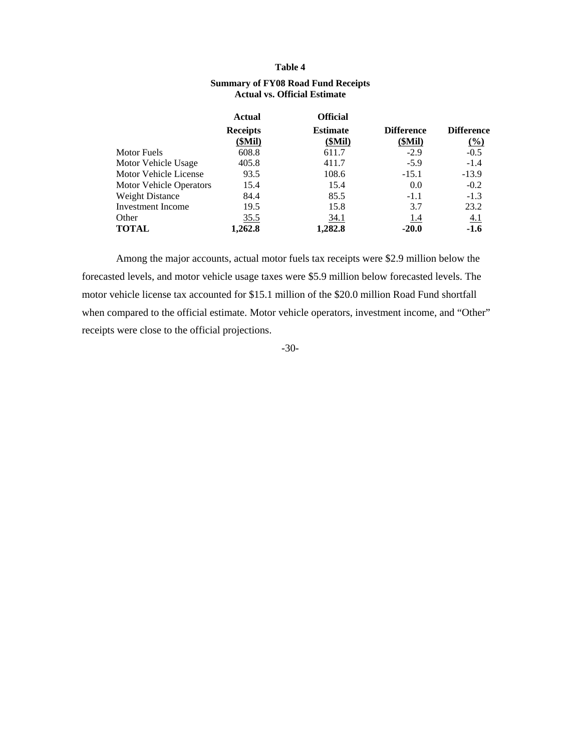**Table 4**

**Summary of FY08 Road Fund Receipts**
**Actual vs. Official Estimate**

| | **Actual Receipts ($Mil)** | **Official Estimate ($Mil)** | **Difference ($Mil)** | **Difference (%)** |
|---|---|---|---|---|
| Motor Fuels | 608.8 | 611.7 | -2.9 | -0.5 |
| Motor Vehicle Usage | 405.8 | 411.7 | -5.9 | -1.4 |
| Motor Vehicle License | 93.5 | 108.6 | -15.1 | -13.9 |
| Motor Vehicle Operators | 15.4 | 15.4 | 0.0 | -0.2 |
| Weight Distance | 84.4 | 85.5 | -1.1 | -1.3 |
| Investment Income | 19.5 | 15.8 | 3.7 | 23.2 |
| Other | 35.5 | 34.1 | 1.4 | 4.1 |
| **TOTAL** | **1,262.8** | **1,282.8** | **-20.0** | **-1.6** |

Among the major accounts, actual motor fuels tax receipts were $2.9 million below the forecasted levels, and motor vehicle usage taxes were $5.9 million below forecasted levels. The motor vehicle license tax accounted for $15.1 million of the $20.0 million Road Fund shortfall when compared to the official estimate. Motor vehicle operators, investment income, and "Other" receipts were close to the official projections.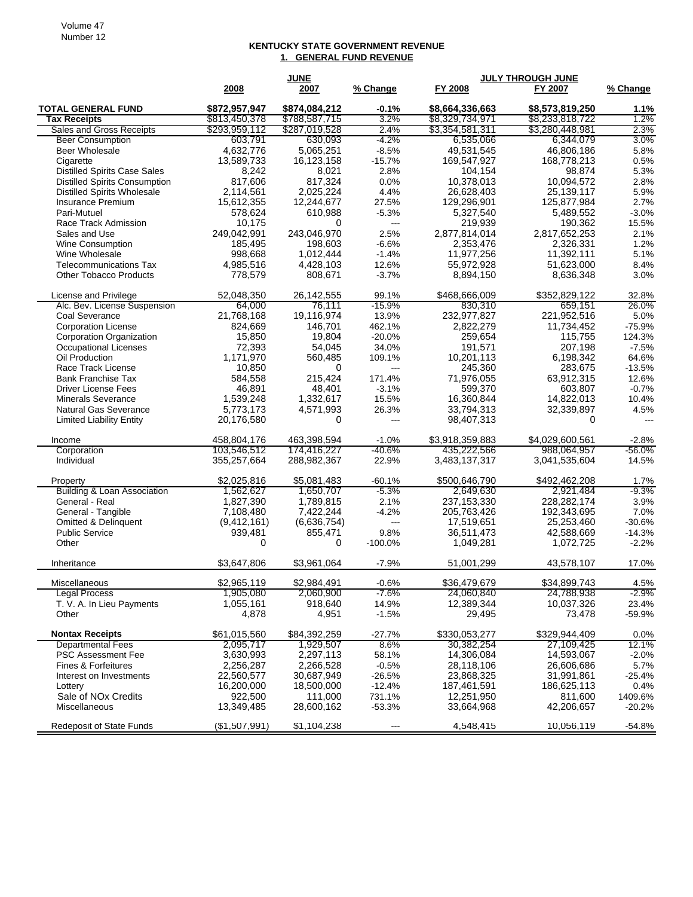## KENTUCKY STATE GOVERNMENT REVENUE

### 1. GENERAL FUND REVENUE

| | JUNE | | | JULY THROUGH JUNE | | |
|---|---|---|---|---|---|---|
| | 2008 | 2007 | % Change | FY 2008 | FY 2007 | % Change |
| **TOTAL GENERAL FUND** | **$872,957,947** | **$874,084,212** | **-0.1%** | **$8,664,336,663** | **$8,573,819,250** | **1.1%** |
| **Tax Receipts** | $813,450,378 | $788,587,715 | 3.2% | $8,329,734,971 | $8,233,818,722 | 1.2% |
| Sales and Gross Receipts | $293,959,112 | $287,019,528 | 2.4% | $3,354,581,311 | $3,280,448,981 | 2.3% |
| Beer Consumption | 603,791 | 630,093 | -4.2% | 6,535,066 | 6,344,079 | 3.0% |
| Beer Wholesale | 4,632,776 | 5,065,251 | -8.5% | 49,531,545 | 46,806,186 | 5.8% |
| Cigarette | 13,589,733 | 16,123,158 | -15.7% | 169,547,927 | 168,778,213 | 0.5% |
| Distilled Spirits Case Sales | 8,242 | 8,021 | 2.8% | 104,154 | 98,874 | 5.3% |
| Distilled Spirits Consumption | 817,606 | 817,324 | 0.0% | 10,378,013 | 10,094,572 | 2.8% |
| Distilled Spirits Wholesale | 2,114,561 | 2,025,224 | 4.4% | 26,628,403 | 25,139,117 | 5.9% |
| Insurance Premium | 15,612,355 | 12,244,677 | 27.5% | 129,296,901 | 125,877,984 | 2.7% |
| Pari-Mutuel | 578,624 | 610,988 | -5.3% | 5,327,540 | 5,489,552 | -3.0% |
| Race Track Admission | 10,175 | 0 | --- | 219,939 | 190,362 | 15.5% |
| Sales and Use | 249,042,991 | 243,046,970 | 2.5% | 2,877,814,014 | 2,817,652,253 | 2.1% |
| Wine Consumption | 185,495 | 198,603 | -6.6% | 2,353,476 | 2,326,331 | 1.2% |
| Wine Wholesale | 998,668 | 1,012,444 | -1.4% | 11,977,256 | 11,392,111 | 5.1% |
| Telecommunications Tax | 4,985,516 | 4,428,103 | 12.6% | 55,972,928 | 51,623,000 | 8.4% |
| Other Tobacco Products | 778,579 | 808,671 | -3.7% | 8,894,150 | 8,636,348 | 3.0% |
| | | | | | | |
| License and Privilege | 52,048,350 | 26,142,555 | 99.1% | $468,666,009 | $352,829,122 | 32.8% |
| Alc. Bev. License Suspension | 64,000 | 76,111 | -15.9% | 830,310 | 659,151 | 26.0% |
| Coal Severance | 21,768,168 | 19,116,974 | 13.9% | 232,977,827 | 221,952,516 | 5.0% |
| Corporation License | 824,669 | 146,701 | 462.1% | 2,822,279 | 11,734,452 | -75.9% |
| Corporation Organization | 15,850 | 19,804 | -20.0% | 259,654 | 115,755 | 124.3% |
| Occupational Licenses | 72,393 | 54,045 | 34.0% | 191,571 | 207,198 | -7.5% |
| Oil Production | 1,171,970 | 560,485 | 109.1% | 10,201,113 | 6,198,342 | 64.6% |
| Race Track License | 10,850 | 0 | --- | 245,360 | 283,675 | -13.5% |
| Bank Franchise Tax | 584,558 | 215,424 | 171.4% | 71,976,055 | 63,912,315 | 12.6% |
| Driver License Fees | 46,891 | 48,401 | -3.1% | 599,370 | 603,807 | -0.7% |
| Minerals Severance | 1,539,248 | 1,332,617 | 15.5% | 16,360,844 | 14,822,013 | 10.4% |
| Natural Gas Severance | 5,773,173 | 4,571,993 | 26.3% | 33,794,313 | 32,339,897 | 4.5% |
| Limited Liability Entity | 20,176,580 | 0 | --- | 98,407,313 | 0 | --- |
| | | | | | | |
| Income | 458,804,176 | 463,398,594 | -1.0% | $3,918,359,883 | $4,029,600,561 | -2.8% |
| Corporation | 103,546,512 | 174,416,227 | -40.6% | 435,222,566 | 988,064,957 | -56.0% |
| Individual | 355,257,664 | 288,982,367 | 22.9% | 3,483,137,317 | 3,041,535,604 | 14.5% |
| | | | | | | |
| Property | $2,025,816 | $5,081,483 | -60.1% | $500,646,790 | $492,462,208 | 1.7% |
| Building & Loan Association | 1,562,627 | 1,650,707 | -5.3% | 2,649,630 | 2,921,484 | -9.3% |
| General - Real | 1,827,390 | 1,789,815 | 2.1% | 237,153,330 | 228,282,174 | 3.9% |
| General - Tangible | 7,108,480 | 7,422,244 | -4.2% | 205,763,426 | 192,343,695 | 7.0% |
| Omitted & Delinquent | (9,412,161) | (6,636,754) | --- | 17,519,651 | 25,253,460 | -30.6% |
| Public Service | 939,481 | 855,471 | 9.8% | 36,511,473 | 42,588,669 | -14.3% |
| Other | 0 | 0 | -100.0% | 1,049,281 | 1,072,725 | -2.2% |
| | | | | | | |
| Inheritance | $3,647,806 | $3,961,064 | -7.9% | 51,001,299 | 43,578,107 | 17.0% |
| | | | | | | |
| Miscellaneous | $2,965,119 | $2,984,491 | -0.6% | $36,479,679 | $34,899,743 | 4.5% |
| Legal Process | 1,905,080 | 2,060,900 | -7.6% | 24,060,840 | 24,788,938 | -2.9% |
| T. V. A. In Lieu Payments | 1,055,161 | 918,640 | 14.9% | 12,389,344 | 10,037,326 | 23.4% |
| Other | 4,878 | 4,951 | -1.5% | 29,495 | 73,478 | -59.9% |
| | | | | | | |
| **Nontax Receipts** | $61,015,560 | $84,392,259 | -27.7% | $330,053,277 | $329,944,409 | 0.0% |
| Departmental Fees | 2,095,717 | 1,929,507 | 8.6% | 30,382,254 | 27,109,425 | 12.1% |
| PSC Assessment Fee | 3,630,993 | 2,297,113 | 58.1% | 14,306,084 | 14,593,067 | -2.0% |
| Fines & Forfeitures | 2,256,287 | 2,266,528 | -0.5% | 28,118,106 | 26,606,686 | 5.7% |
| Interest on Investments | 22,560,577 | 30,687,949 | -26.5% | 23,868,325 | 31,991,861 | -25.4% |
| Lottery | 16,200,000 | 18,500,000 | -12.4% | 187,461,591 | 186,625,113 | 0.4% |
| Sale of NOx Credits | 922,500 | 111,000 | 731.1% | 12,251,950 | 811,600 | 1409.6% |
| Miscellaneous | 13,349,485 | 28,600,162 | -53.3% | 33,664,968 | 42,206,657 | -20.2% |
| | | | | | | |
| Redeposit of State Funds | ($1,507,991) | $1,104,238 | --- | 4,548,415 | 10,056,119 | -54.8% |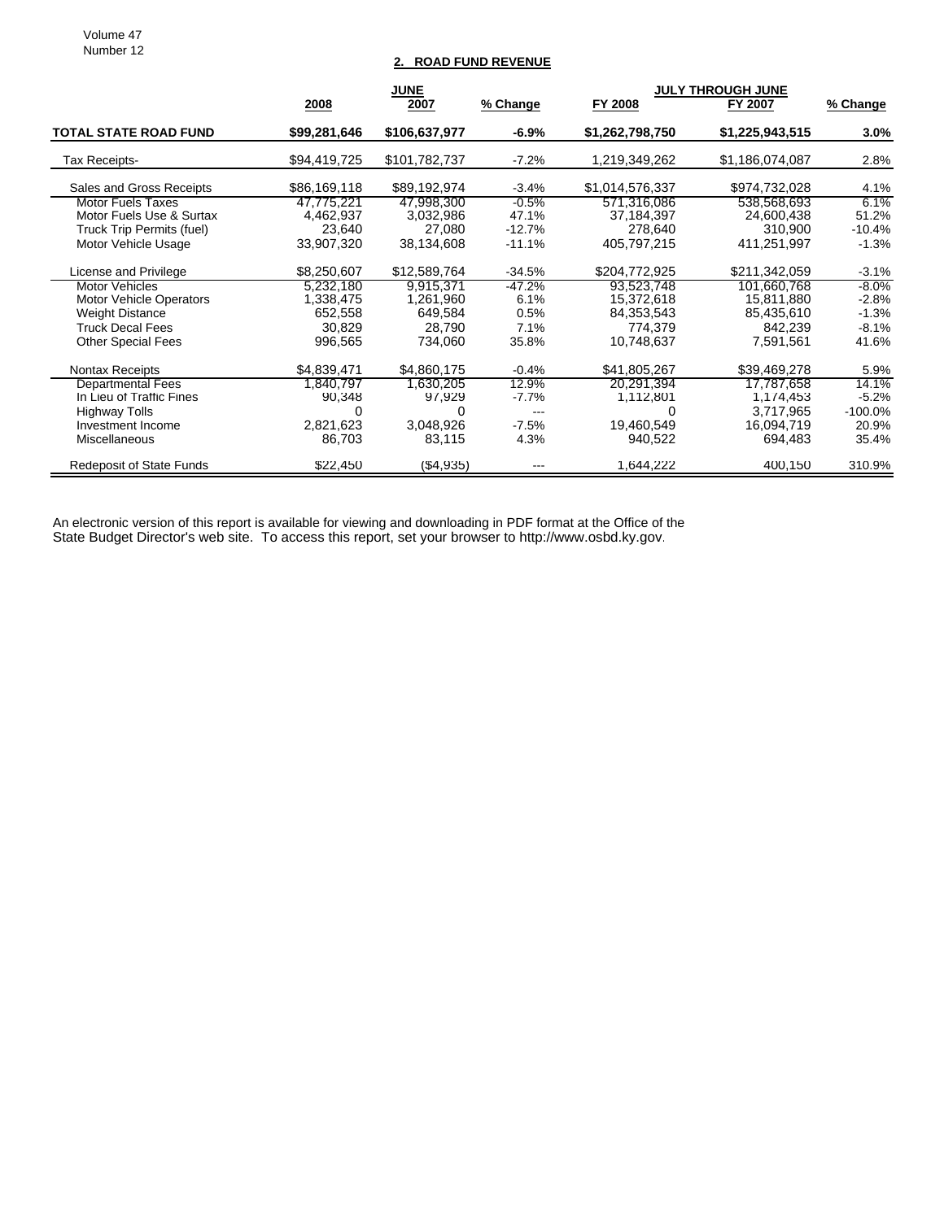## 2. ROAD FUND REVENUE

| | JUNE | | | JULY THROUGH JUNE | | |
|---|---|---|---|---|---|---|
| | 2008 | 2007 | % Change | FY 2008 | FY 2007 | % Change |
| **TOTAL STATE ROAD FUND** | **$99,281,646** | **$106,637,977** | **-6.9%** | **$1,262,798,750** | **$1,225,943,515** | **3.0%** |
| Tax Receipts- | $94,419,725 | $101,782,737 | -7.2% | 1,219,349,262 | $1,186,074,087 | 2.8% |
| Sales and Gross Receipts | $86,169,118 | $89,192,974 | -3.4% | $1,014,576,337 | $974,732,028 | 4.1% |
| Motor Fuels Taxes | 47,775,221 | 47,998,300 | -0.5% | 571,316,086 | 538,568,693 | 6.1% |
| Motor Fuels Use & Surtax | 4,462,937 | 3,032,986 | 47.1% | 37,184,397 | 24,600,438 | 51.2% |
| Truck Trip Permits (fuel) | 23,640 | 27,080 | -12.7% | 278,640 | 310,900 | -10.4% |
| Motor Vehicle Usage | 33,907,320 | 38,134,608 | -11.1% | 405,797,215 | 411,251,997 | -1.3% |
| License and Privilege | $8,250,607 | $12,589,764 | -34.5% | $204,772,925 | $211,342,059 | -3.1% |
| Motor Vehicles | 5,232,180 | 9,915,371 | -47.2% | 93,523,748 | 101,660,768 | -8.0% |
| Motor Vehicle Operators | 1,338,475 | 1,261,960 | 6.1% | 15,372,618 | 15,811,880 | -2.8% |
| Weight Distance | 652,558 | 649,584 | 0.5% | 84,353,543 | 85,435,610 | -1.3% |
| Truck Decal Fees | 30,829 | 28,790 | 7.1% | 774,379 | 842,239 | -8.1% |
| Other Special Fees | 996,565 | 734,060 | 35.8% | 10,748,637 | 7,591,561 | 41.6% |
| Nontax Receipts | $4,839,471 | $4,860,175 | -0.4% | $41,805,267 | $39,469,278 | 5.9% |
| Departmental Fees | 1,840,797 | 1,630,205 | 12.9% | 20,291,394 | 17,787,658 | 14.1% |
| In Lieu of Traffic Fines | 90,348 | 97,929 | -7.7% | 1,112,801 | 1,174,453 | -5.2% |
| Highway Tolls | 0 | 0 | --- | 0 | 3,717,965 | -100.0% |
| Investment Income | 2,821,623 | 3,048,926 | -7.5% | 19,460,549 | 16,094,719 | 20.9% |
| Miscellaneous | 86,703 | 83,115 | 4.3% | 940,522 | 694,483 | 35.4% |
| Redeposit of State Funds | $22,450 | ($4,935) | --- | 1,644,222 | 400,150 | 310.9% |

An electronic version of this report is available for viewing and downloading in PDF format at the Office of the State Budget Director's web site. To access this report, set your browser to http://www.osbd.ky.gov.